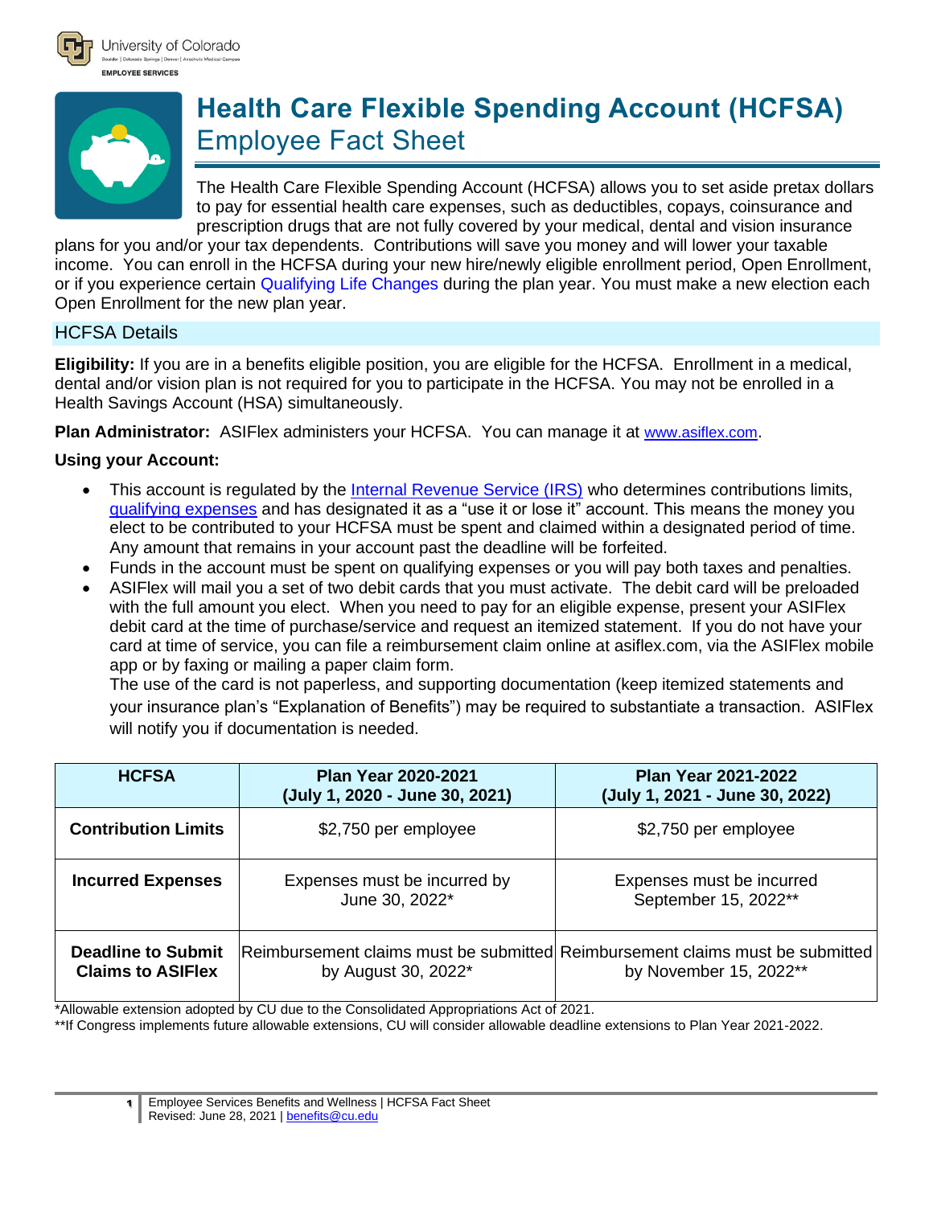University of Colorado
Boulder | Colorado Springs | Denver | Anschutz Medical Campus
EMPLOYEE SERVICES

# Health Care Flexible Spending Account (HCFSA)

## Employee Fact Sheet

The Health Care Flexible Spending Account (HCFSA) allows you to set aside pretax dollars to pay for essential health care expenses, such as deductibles, copays, coinsurance and prescription drugs that are not fully covered by your medical, dental and vision insurance plans for you and/or your tax dependents. Contributions will save you money and will lower your taxable income. You can enroll in the HCFSA during your new hire/newly eligible enrollment period, Open Enrollment, or if you experience certain Qualifying Life Changes during the plan year. You must make a new election each Open Enrollment for the new plan year.

## HCFSA Details

**Eligibility:** If you are in a benefits eligible position, you are eligible for the HCFSA. Enrollment in a medical, dental and/or vision plan is not required for you to participate in the HCFSA. You may not be enrolled in a Health Savings Account (HSA) simultaneously.

**Plan Administrator:** ASIFlex administers your HCFSA. You can manage it at www.asiflex.com.

**Using your Account:**

- This account is regulated by the Internal Revenue Service (IRS) who determines contributions limits, qualifying expenses and has designated it as a "use it or lose it" account. This means the money you elect to be contributed to your HCFSA must be spent and claimed within a designated period of time. Any amount that remains in your account past the deadline will be forfeited.
- Funds in the account must be spent on qualifying expenses or you will pay both taxes and penalties.
- ASIFlex will mail you a set of two debit cards that you must activate. The debit card will be preloaded with the full amount you elect. When you need to pay for an eligible expense, present your ASIFlex debit card at the time of purchase/service and request an itemized statement. If you do not have your card at time of service, you can file a reimbursement claim online at asiflex.com, via the ASIFlex mobile app or by faxing or mailing a paper claim form.
  The use of the card is not paperless, and supporting documentation (keep itemized statements and your insurance plan's "Explanation of Benefits") may be required to substantiate a transaction. ASIFlex will notify you if documentation is needed.

| HCFSA | Plan Year 2020-2021 (July 1, 2020 - June 30, 2021) | Plan Year 2021-2022 (July 1, 2021 - June 30, 2022) |
|---|---|---|
| **Contribution Limits** | $2,750 per employee | $2,750 per employee |
| **Incurred Expenses** | Expenses must be incurred by June 30, 2022* | Expenses must be incurred September 15, 2022** |
| **Deadline to Submit Claims to ASIFlex** | Reimbursement claims must be submitted by August 30, 2022* | Reimbursement claims must be submitted by November 15, 2022** |

*Allowable extension adopted by CU due to the Consolidated Appropriations Act of 2021.
**If Congress implements future allowable extensions, CU will consider allowable deadline extensions to Plan Year 2021-2022.

Employee Services Benefits and Wellness | HCFSA Fact Sheet
Revised: June 28, 2021 | benefits@cu.edu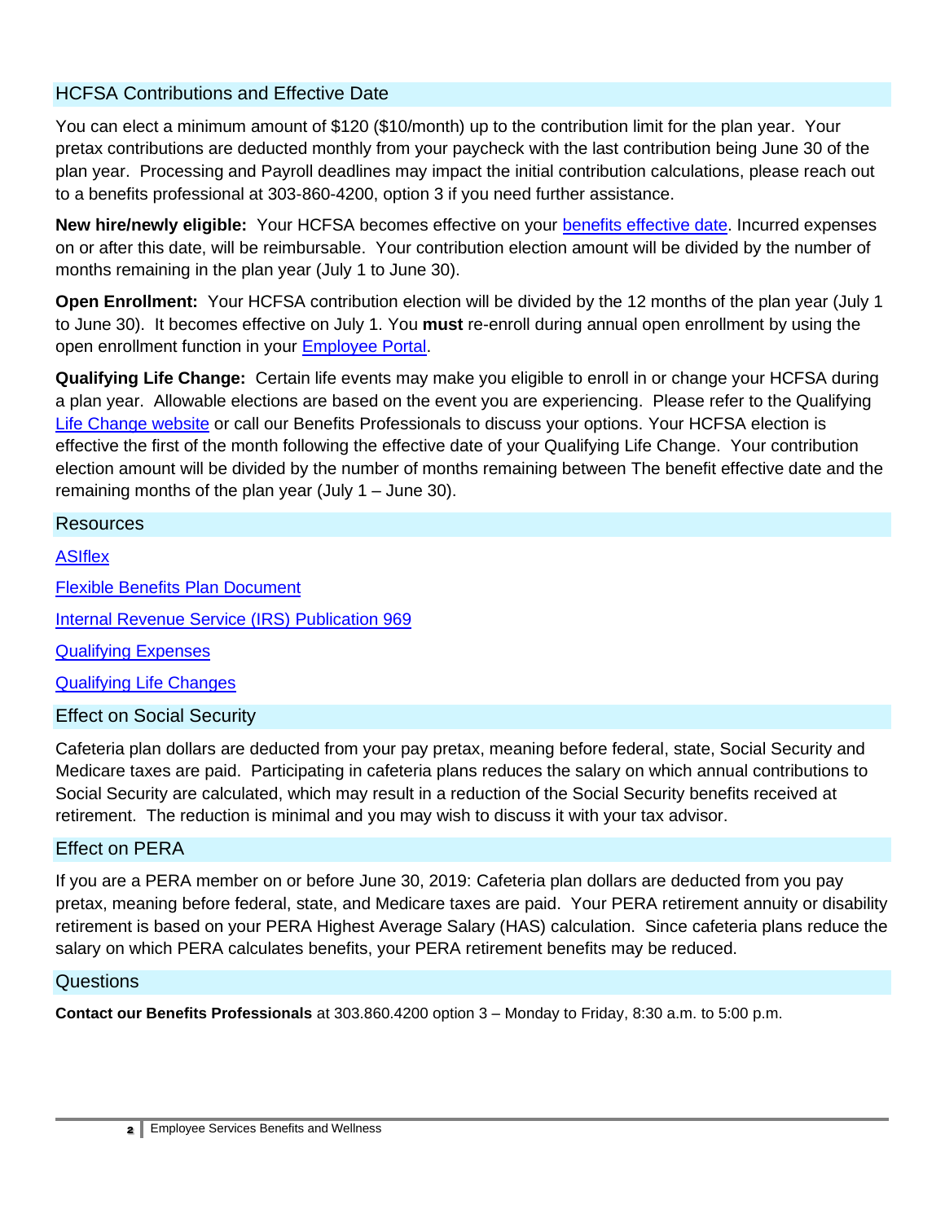## HCFSA Contributions and Effective Date

You can elect a minimum amount of $120 ($10/month) up to the contribution limit for the plan year. Your pretax contributions are deducted monthly from your paycheck with the last contribution being June 30 of the plan year. Processing and Payroll deadlines may impact the initial contribution calculations, please reach out to a benefits professional at 303-860-4200, option 3 if you need further assistance.

**New hire/newly eligible:** Your HCFSA becomes effective on your benefits effective date. Incurred expenses on or after this date, will be reimbursable. Your contribution election amount will be divided by the number of months remaining in the plan year (July 1 to June 30).

**Open Enrollment:** Your HCFSA contribution election will be divided by the 12 months of the plan year (July 1 to June 30). It becomes effective on July 1. You **must** re-enroll during annual open enrollment by using the open enrollment function in your Employee Portal.

**Qualifying Life Change:** Certain life events may make you eligible to enroll in or change your HCFSA during a plan year. Allowable elections are based on the event you are experiencing. Please refer to the Qualifying Life Change website or call our Benefits Professionals to discuss your options. Your HCFSA election is effective the first of the month following the effective date of your Qualifying Life Change. Your contribution election amount will be divided by the number of months remaining between The benefit effective date and the remaining months of the plan year (July 1 – June 30).

## Resources

ASIflex

Flexible Benefits Plan Document

Internal Revenue Service (IRS) Publication 969

Qualifying Expenses

Qualifying Life Changes

## Effect on Social Security

Cafeteria plan dollars are deducted from your pay pretax, meaning before federal, state, Social Security and Medicare taxes are paid. Participating in cafeteria plans reduces the salary on which annual contributions to Social Security are calculated, which may result in a reduction of the Social Security benefits received at retirement. The reduction is minimal and you may wish to discuss it with your tax advisor.

## Effect on PERA

If you are a PERA member on or before June 30, 2019: Cafeteria plan dollars are deducted from you pay pretax, meaning before federal, state, and Medicare taxes are paid. Your PERA retirement annuity or disability retirement is based on your PERA Highest Average Salary (HAS) calculation. Since cafeteria plans reduce the salary on which PERA calculates benefits, your PERA retirement benefits may be reduced.

## Questions

**Contact our Benefits Professionals** at 303.860.4200 option 3 – Monday to Friday, 8:30 a.m. to 5:00 p.m.